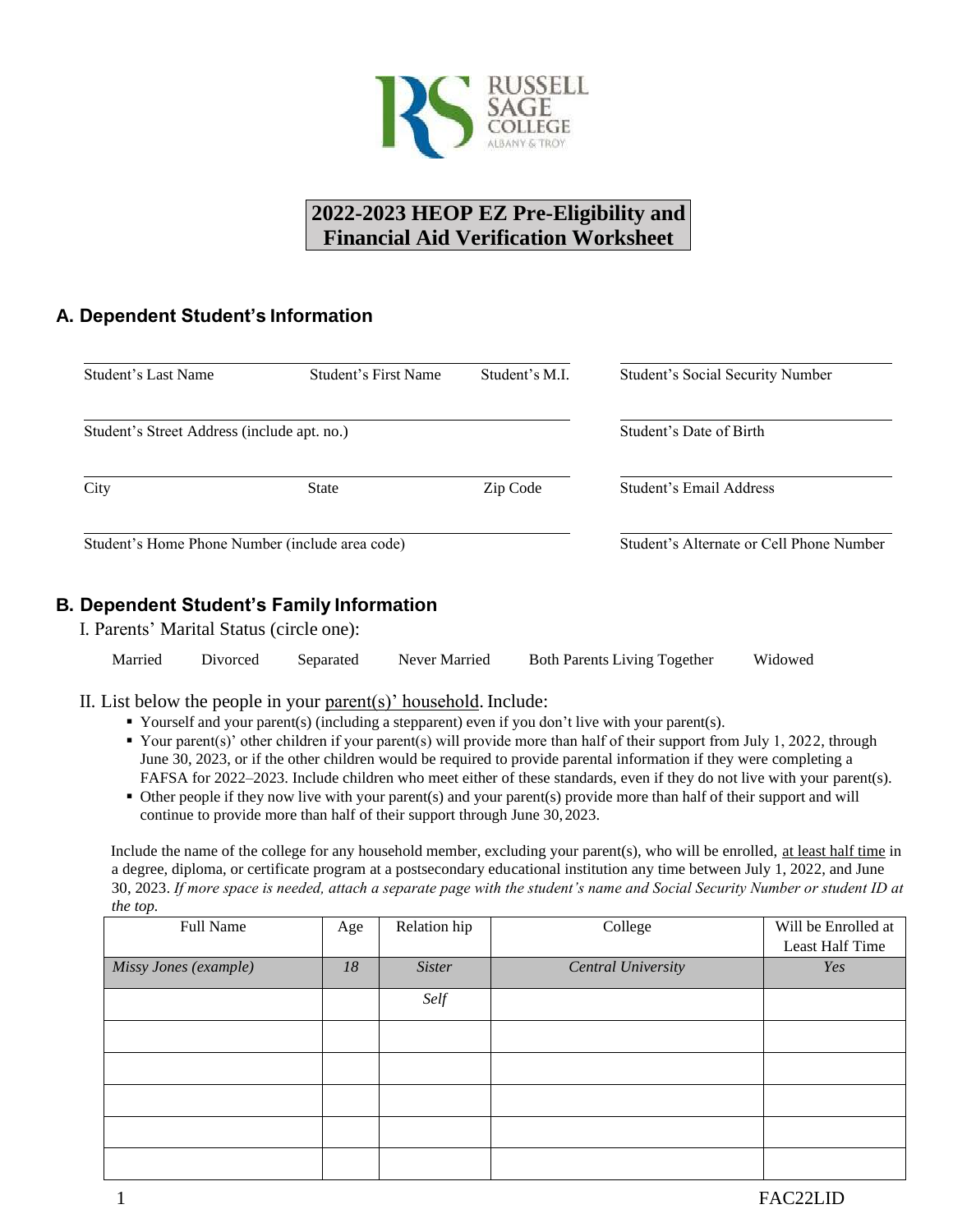# 2022-2023 HEOP EZ Pre-Eligibility and Financial Aid Verification Worksheet

## A. Dependent Student's Information

Student's Last Name &nbsp;&nbsp; Student's First Name &nbsp;&nbsp; Student's M.I. &nbsp;&nbsp; Student's Social Security Number

Student's Street Address (include apt. no.) &nbsp;&nbsp; Student's Date of Birth

City &nbsp;&nbsp; State &nbsp;&nbsp; Zip Code &nbsp;&nbsp; Student's Email Address

Student's Home Phone Number (include area code) &nbsp;&nbsp; Student's Alternate or Cell Phone Number

## B. Dependent Student's Family Information

I. Parents' Marital Status (circle one):

Married &nbsp;&nbsp; Divorced &nbsp;&nbsp; Separated &nbsp;&nbsp; Never Married &nbsp;&nbsp; Both Parents Living Together &nbsp;&nbsp; Widowed

II. List below the people in your parent(s)' household. Include:

- Yourself and your parent(s) (including a stepparent) even if you don't live with your parent(s).
- Your parent(s)' other children if your parent(s) will provide more than half of their support from July 1, 2022, through June 30, 2023, or if the other children would be required to provide parental information if they were completing a FAFSA for 2022–2023. Include children who meet either of these standards, even if they do not live with your parent(s).
- Other people if they now live with your parent(s) and your parent(s) provide more than half of their support and will continue to provide more than half of their support through June 30, 2023.

Include the name of the college for any household member, excluding your parent(s), who will be enrolled, at least half time in a degree, diploma, or certificate program at a postsecondary educational institution any time between July 1, 2022, and June 30, 2023. *If more space is needed, attach a separate page with the student's name and Social Security Number or student ID at the top.*

| Full Name | Age | Relation hip | College | Will be Enrolled at Least Half Time |
|---|---|---|---|---|
| *Missy Jones (example)* | *18* | *Sister* | *Central University* | *Yes* |
| | | *Self* | | |
| | | | | |
| | | | | |
| | | | | |
| | | | | |
| | | | | |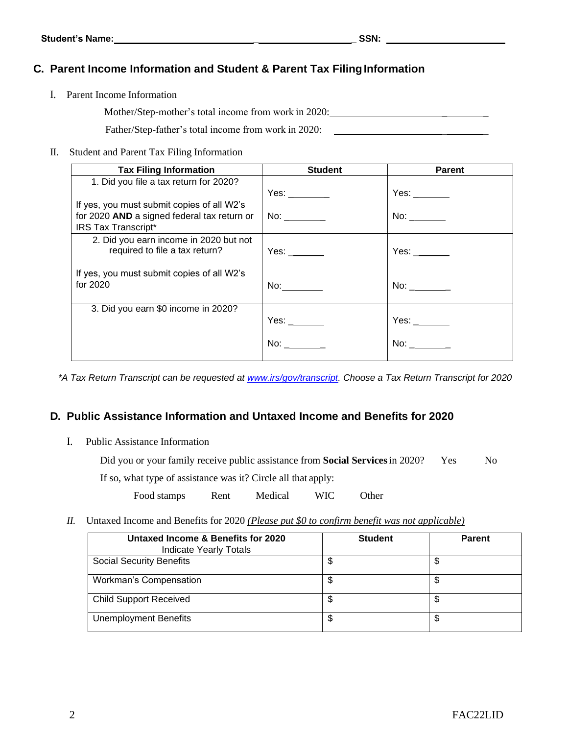**Student's Name:** ______________________________ ____________________ **SSN:** ________________________

## C. Parent Income Information and Student & Parent Tax Filing Information

I. Parent Income Information

Mother/Step-mother's total income from work in 2020: ____________________________________

Father/Step-father's total income from work in 2020: ____________________________________

II. Student and Parent Tax Filing Information

| Tax Filing Information | Student | Parent |
|---|---|---|
| 1. Did you file a tax return for 2020? If yes, you must submit copies of all W2's for 2020 **AND** a signed federal tax return or IRS Tax Transcript* | Yes: ________ No: ________ | Yes: _______ No: _______ |
| 2. Did you earn income in 2020 but not required to file a tax return? If yes, you must submit copies of all W2's for 2020 | Yes: _______ No: ________ | Yes: _______ No: ________ |
| 3. Did you earn $0 income in 2020? | Yes: _______ No: ________ | Yes: _______ No: ________ |

*\*A Tax Return Transcript can be requested at [www.irs/gov/transcript](www.irs/gov/transcript). Choose a Tax Return Transcript for 2020*

## D. Public Assistance Information and Untaxed Income and Benefits for 2020

I. Public Assistance Information

Did you or your family receive public assistance from **Social Services** in 2020? Yes No

If so, what type of assistance was it? Circle all that apply:

Food stamps Rent Medical WIC Other

*II.* Untaxed Income and Benefits for 2020 *(Please put $0 to confirm benefit was not applicable)*

| **Untaxed Income & Benefits for 2020** Indicate Yearly Totals | Student | Parent |
|---|---|---|
| Social Security Benefits | $ | $ |
| Workman's Compensation | $ | $ |
| Child Support Received | $ | $ |
| Unemployment Benefits | $ | $ |

FAC22LID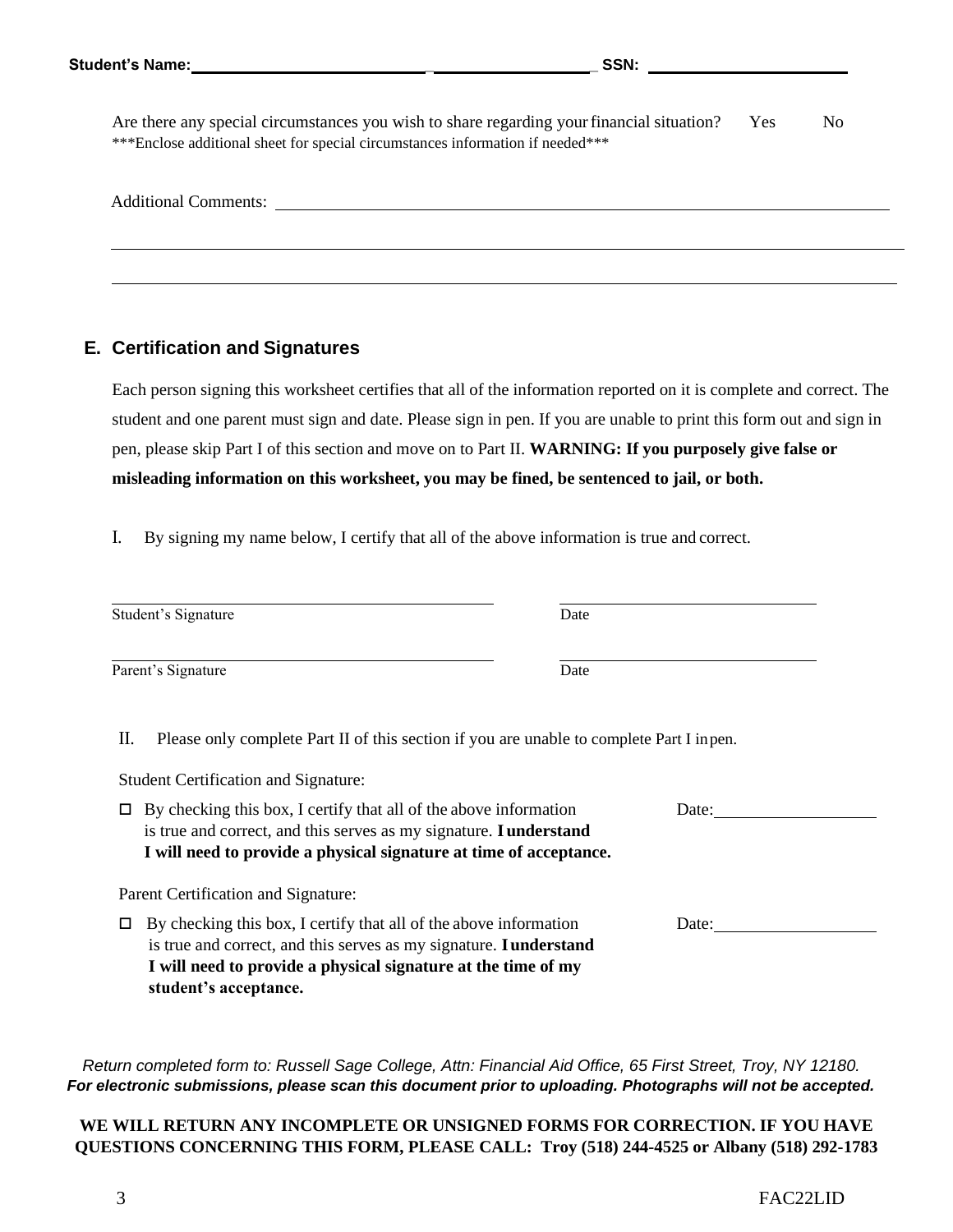**Student's Name:** ______________________ ______________________ **SSN:** ______________________

Are there any special circumstances you wish to share regarding your financial situation? Yes No
***Enclose additional sheet for special circumstances information if needed***

Additional Comments: ____________________________________________________________

____________________________________________________________

____________________________________________________________

## E. Certification and Signatures

Each person signing this worksheet certifies that all of the information reported on it is complete and correct. The student and one parent must sign and date. Please sign in pen. If you are unable to print this form out and sign in pen, please skip Part I of this section and move on to Part II. **WARNING: If you purposely give false or misleading information on this worksheet, you may be fined, be sentenced to jail, or both.**

I. By signing my name below, I certify that all of the above information is true and correct.

______________________________ ______________________
Student's Signature Date

______________________________ ______________________
Parent's Signature Date

II. Please only complete Part II of this section if you are unable to complete Part I in pen.

Student Certification and Signature:

☐ By checking this box, I certify that all of the above information is true and correct, and this serves as my signature. **I understand I will need to provide a physical signature at time of acceptance.** Date: ______________

Parent Certification and Signature:

☐ By checking this box, I certify that all of the above information is true and correct, and this serves as my signature. **I understand I will need to provide a physical signature at the time of my student's acceptance.** Date: ______________

*Return completed form to: Russell Sage College, Attn: Financial Aid Office, 65 First Street, Troy, NY 12180.*
***For electronic submissions, please scan this document prior to uploading. Photographs will not be accepted.***

**WE WILL RETURN ANY INCOMPLETE OR UNSIGNED FORMS FOR CORRECTION. IF YOU HAVE QUESTIONS CONCERNING THIS FORM, PLEASE CALL: Troy (518) 244-4525 or Albany (518) 292-1783**

FAC22LID